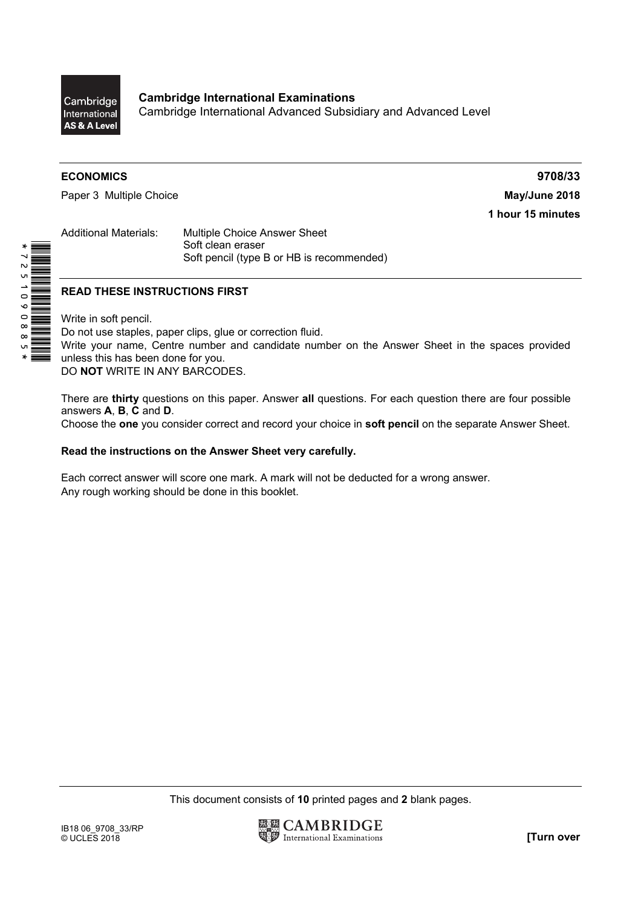Cambridge International AS & A Level

**Cambridge International Examinations**
Cambridge International Advanced Subsidiary and Advanced Level

**ECONOMICS** **9708/33**

Paper 3 Multiple Choice **May/June 2018**

**1 hour 15 minutes**

Additional Materials: Multiple Choice Answer Sheet
Soft clean eraser
Soft pencil (type B or HB is recommended)

*7251090885*

## READ THESE INSTRUCTIONS FIRST

Write in soft pencil.
Do not use staples, paper clips, glue or correction fluid.
Write your name, Centre number and candidate number on the Answer Sheet in the spaces provided unless this has been done for you.
DO **NOT** WRITE IN ANY BARCODES.

There are **thirty** questions on this paper. Answer **all** questions. For each question there are four possible answers **A**, **B**, **C** and **D**.
Choose the **one** you consider correct and record your choice in **soft pencil** on the separate Answer Sheet.

**Read the instructions on the Answer Sheet very carefully.**

Each correct answer will score one mark. A mark will not be deducted for a wrong answer.
Any rough working should be done in this booklet.

This document consists of **10** printed pages and **2** blank pages.

IB18 06_9708_33/RP
© UCLES 2018

CAMBRIDGE International Examinations

**[Turn over**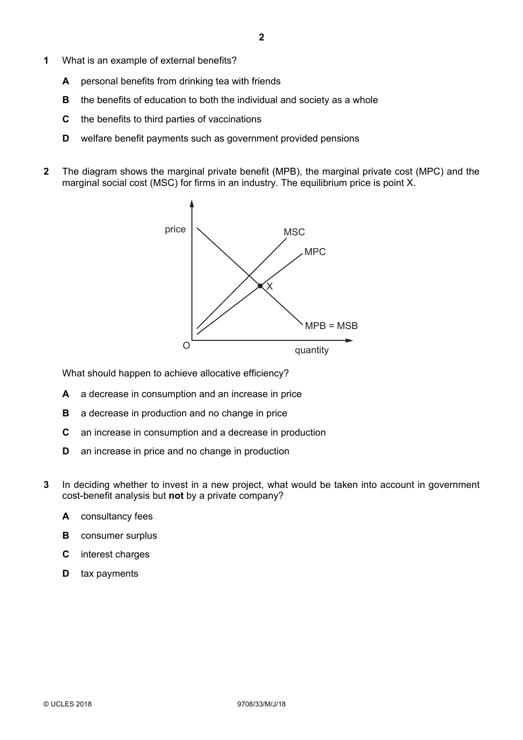1 What is an example of external benefits?

- **A** personal benefits from drinking tea with friends
- **B** the benefits of education to both the individual and society as a whole
- **C** the benefits to third parties of vaccinations
- **D** welfare benefit payments such as government provided pensions

2 The diagram shows the marginal private benefit (MPB), the marginal private cost (MPC) and the marginal social cost (MSC) for firms in an industry. The equilibrium price is point X.

What should happen to achieve allocative efficiency?

- **A** a decrease in consumption and an increase in price
- **B** a decrease in production and no change in price
- **C** an increase in consumption and a decrease in production
- **D** an increase in price and no change in production

3 In deciding whether to invest in a new project, what would be taken into account in government cost-benefit analysis but **not** by a private company?

- **A** consultancy fees
- **B** consumer surplus
- **C** interest charges
- **D** tax payments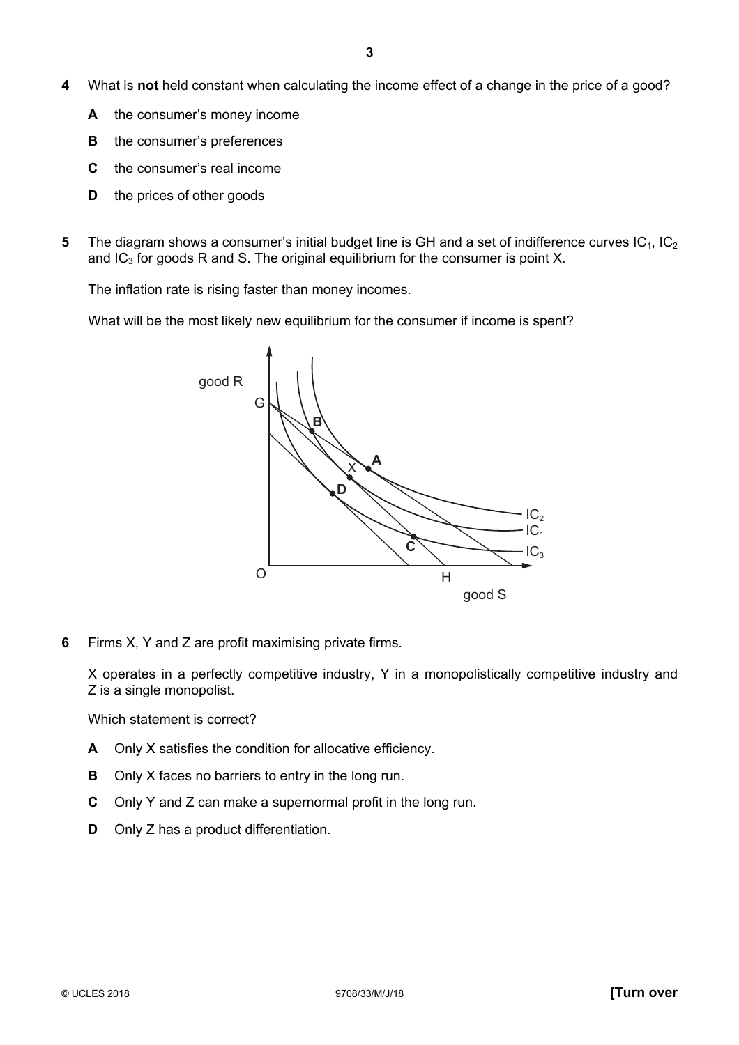**4** What is **not** held constant when calculating the income effect of a change in the price of a good?

**A** the consumer's money income

**B** the consumer's preferences

**C** the consumer's real income

**D** the prices of other goods

**5** The diagram shows a consumer's initial budget line is GH and a set of indifference curves $IC_1$, $IC_2$ and $IC_3$ for goods R and S. The original equilibrium for the consumer is point X.

The inflation rate is rising faster than money incomes.

What will be the most likely new equilibrium for the consumer if income is spent?

**6** Firms X, Y and Z are profit maximising private firms.

X operates in a perfectly competitive industry, Y in a monopolistically competitive industry and Z is a single monopolist.

Which statement is correct?

**A** Only X satisfies the condition for allocative efficiency.

**B** Only X faces no barriers to entry in the long run.

**C** Only Y and Z can make a supernormal profit in the long run.

**D** Only Z has a product differentiation.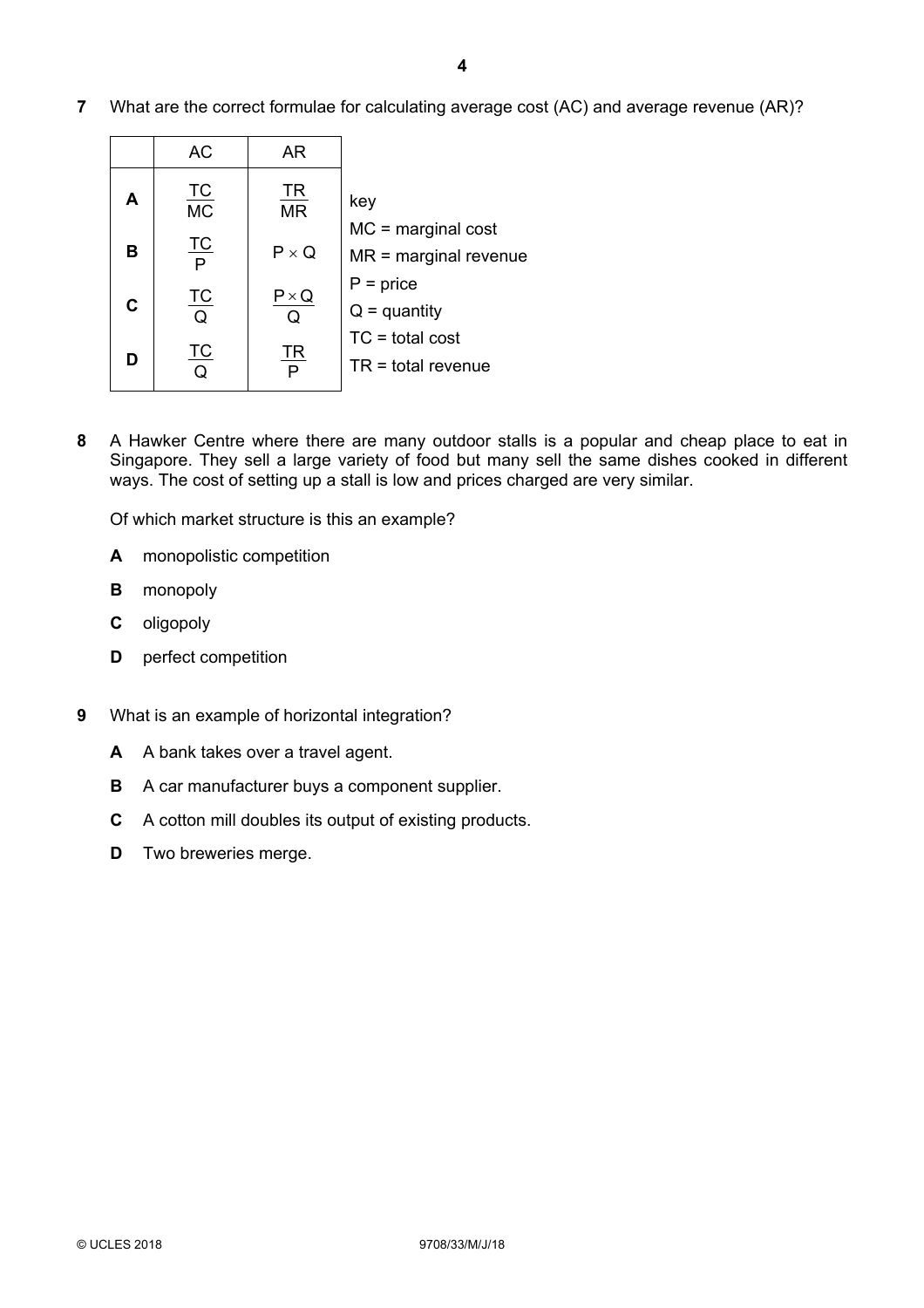7 What are the correct formulae for calculating average cost (AC) and average revenue (AR)?

| | AC | AR |
|---|---|---|
| **A** | $\frac{TC}{MC}$ | $\frac{TR}{MR}$ |
| **B** | $\frac{TC}{P}$ | $P \times Q$ |
| **C** | $\frac{TC}{Q}$ | $\frac{P \times Q}{Q}$ |
| **D** | $\frac{TC}{Q}$ | $\frac{TR}{P}$ |

key
MC = marginal cost
MR = marginal revenue
P = price
Q = quantity
TC = total cost
TR = total revenue

8 A Hawker Centre where there are many outdoor stalls is a popular and cheap place to eat in Singapore. They sell a large variety of food but many sell the same dishes cooked in different ways. The cost of setting up a stall is low and prices charged are very similar.

Of which market structure is this an example?

**A** monopolistic competition

**B** monopoly

**C** oligopoly

**D** perfect competition

9 What is an example of horizontal integration?

**A** A bank takes over a travel agent.

**B** A car manufacturer buys a component supplier.

**C** A cotton mill doubles its output of existing products.

**D** Two breweries merge.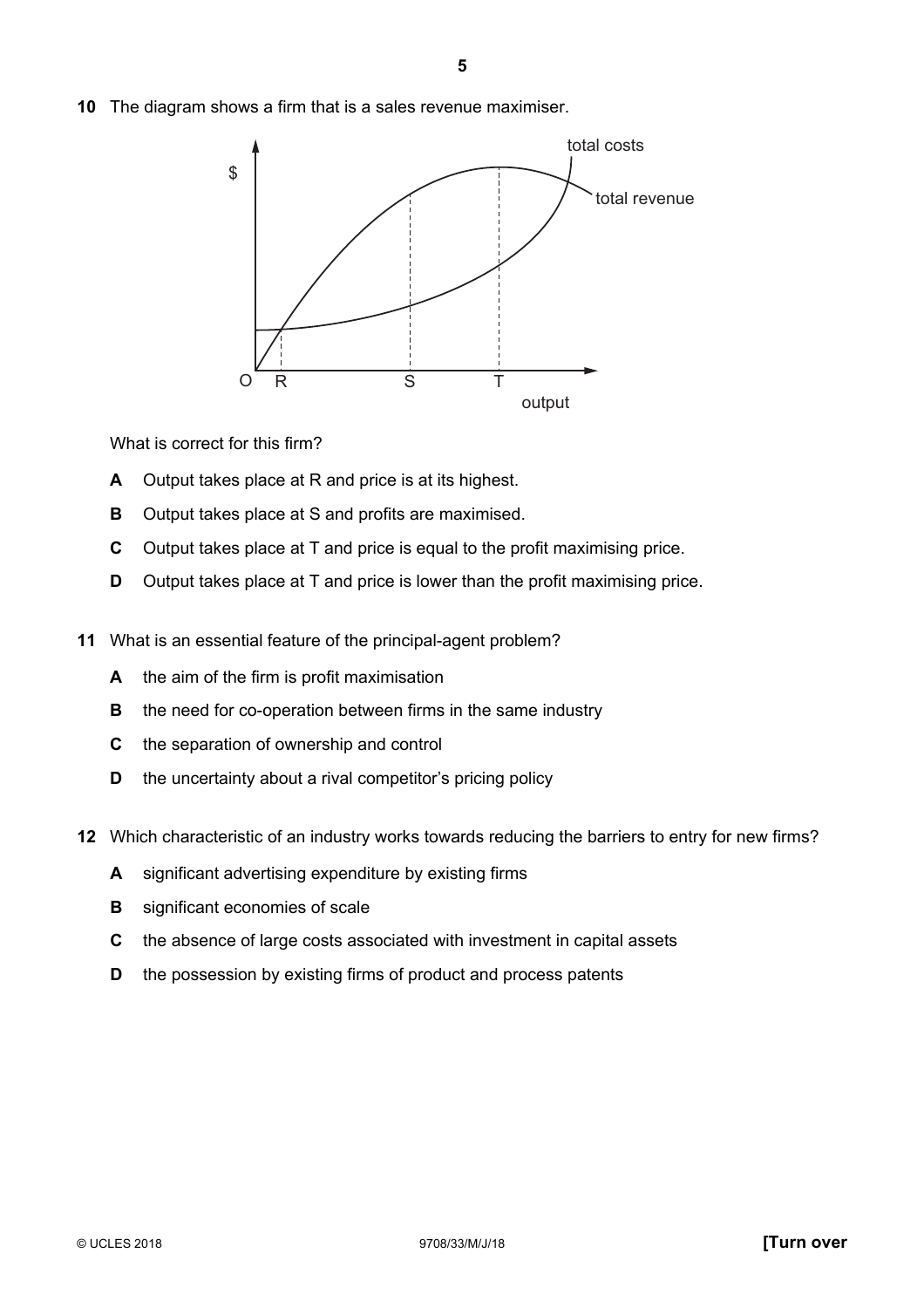**10** The diagram shows a firm that is a sales revenue maximiser.

What is correct for this firm?

**A** Output takes place at R and price is at its highest.

**B** Output takes place at S and profits are maximised.

**C** Output takes place at T and price is equal to the profit maximising price.

**D** Output takes place at T and price is lower than the profit maximising price.

**11** What is an essential feature of the principal-agent problem?

**A** the aim of the firm is profit maximisation

**B** the need for co-operation between firms in the same industry

**C** the separation of ownership and control

**D** the uncertainty about a rival competitor's pricing policy

**12** Which characteristic of an industry works towards reducing the barriers to entry for new firms?

**A** significant advertising expenditure by existing firms

**B** significant economies of scale

**C** the absence of large costs associated with investment in capital assets

**D** the possession by existing firms of product and process patents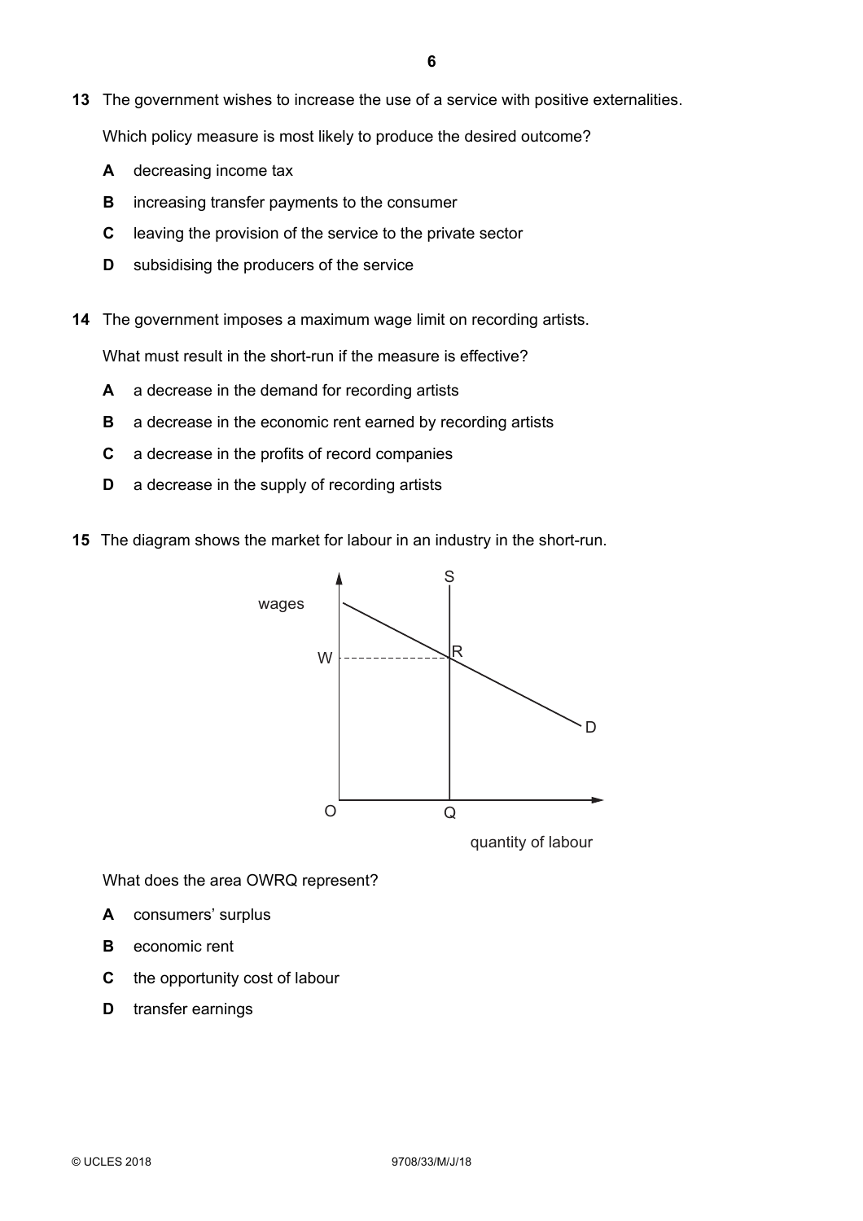**13** The government wishes to increase the use of a service with positive externalities.

Which policy measure is most likely to produce the desired outcome?

**A** decreasing income tax

**B** increasing transfer payments to the consumer

**C** leaving the provision of the service to the private sector

**D** subsidising the producers of the service

**14** The government imposes a maximum wage limit on recording artists.

What must result in the short-run if the measure is effective?

**A** a decrease in the demand for recording artists

**B** a decrease in the economic rent earned by recording artists

**C** a decrease in the profits of record companies

**D** a decrease in the supply of recording artists

**15** The diagram shows the market for labour in an industry in the short-run.

What does the area OWRQ represent?

**A** consumers' surplus

**B** economic rent

**C** the opportunity cost of labour

**D** transfer earnings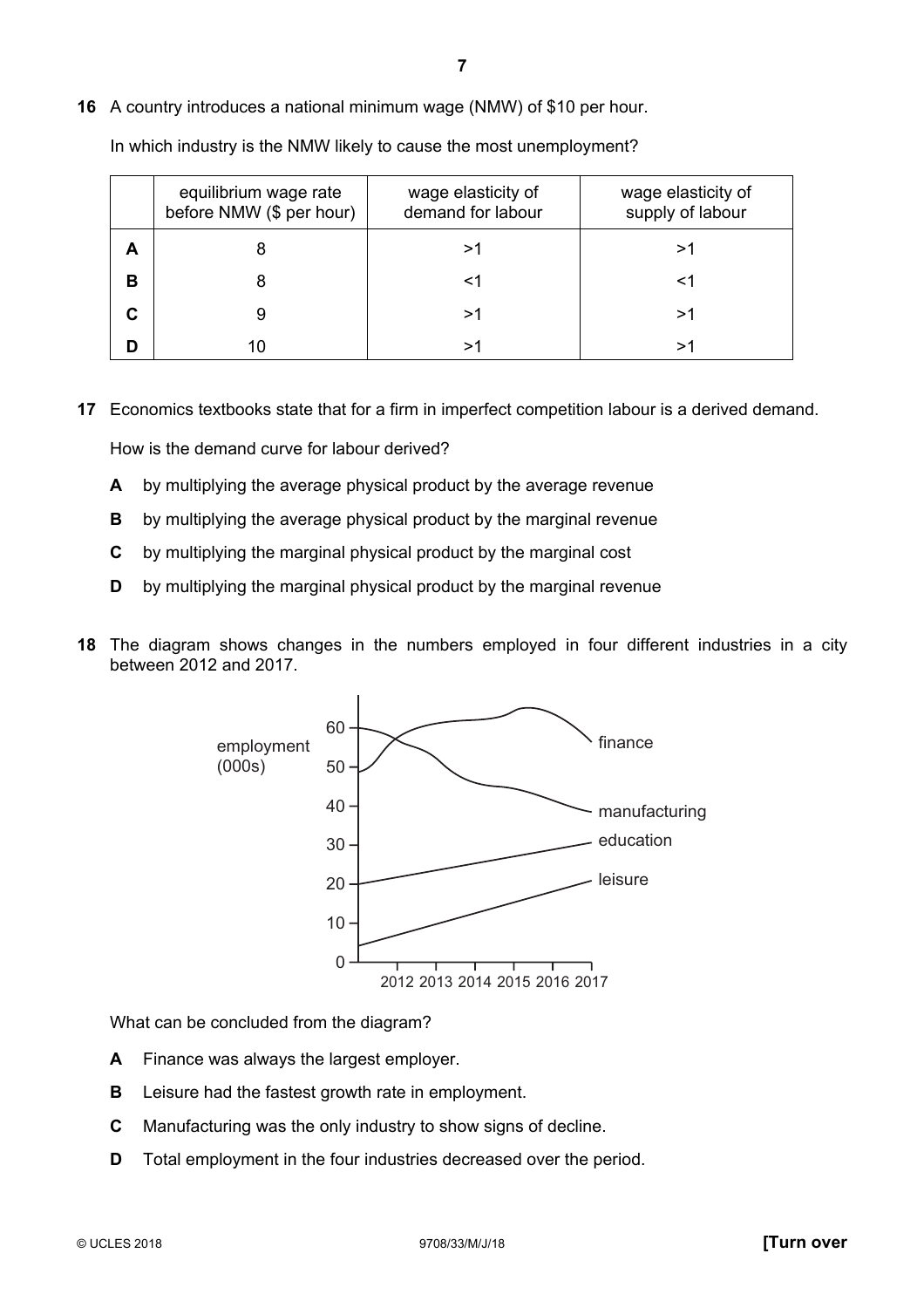**16** A country introduces a national minimum wage (NMW) of $10 per hour.

In which industry is the NMW likely to cause the most unemployment?

| | equilibrium wage rate before NMW ($ per hour) | wage elasticity of demand for labour | wage elasticity of supply of labour |
|---|---|---|---|
| **A** | 8 | >1 | >1 |
| **B** | 8 | <1 | <1 |
| **C** | 9 | >1 | >1 |
| **D** | 10 | >1 | >1 |

**17** Economics textbooks state that for a firm in imperfect competition labour is a derived demand.

How is the demand curve for labour derived?

**A** by multiplying the average physical product by the average revenue

**B** by multiplying the average physical product by the marginal revenue

**C** by multiplying the marginal physical product by the marginal cost

**D** by multiplying the marginal physical product by the marginal revenue

**18** The diagram shows changes in the numbers employed in four different industries in a city between 2012 and 2017.

What can be concluded from the diagram?

**A** Finance was always the largest employer.

**B** Leisure had the fastest growth rate in employment.

**C** Manufacturing was the only industry to show signs of decline.

**D** Total employment in the four industries decreased over the period.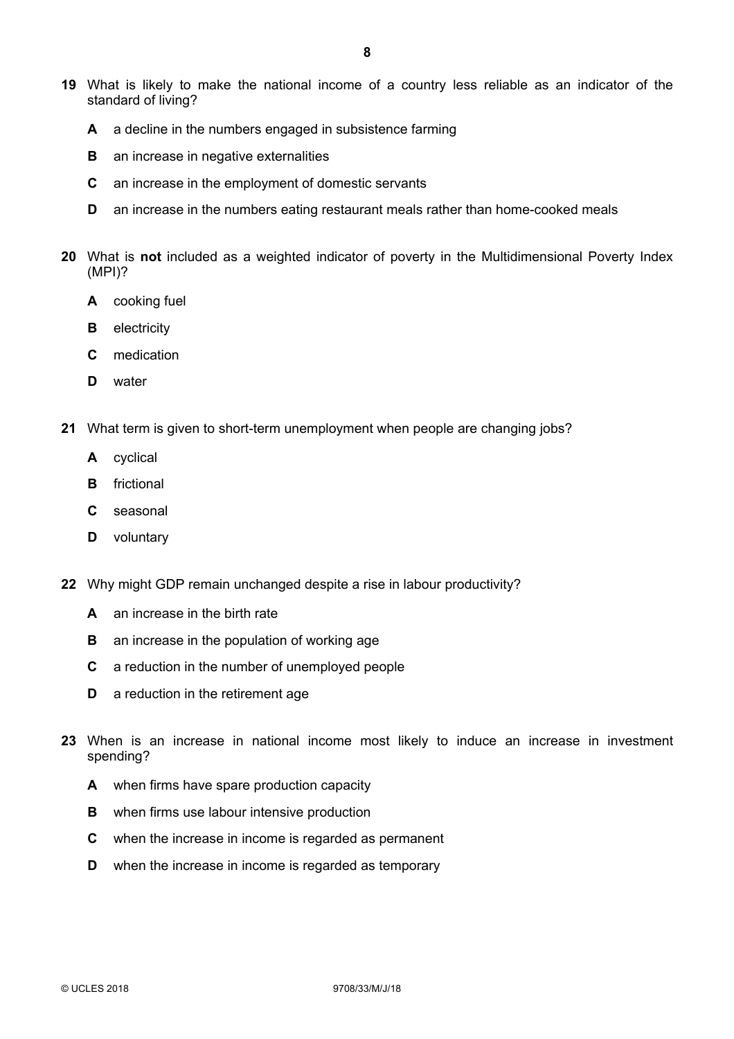**19** What is likely to make the national income of a country less reliable as an indicator of the standard of living?

- **A** a decline in the numbers engaged in subsistence farming
- **B** an increase in negative externalities
- **C** an increase in the employment of domestic servants
- **D** an increase in the numbers eating restaurant meals rather than home-cooked meals

**20** What is **not** included as a weighted indicator of poverty in the Multidimensional Poverty Index (MPI)?

- **A** cooking fuel
- **B** electricity
- **C** medication
- **D** water

**21** What term is given to short-term unemployment when people are changing jobs?

- **A** cyclical
- **B** frictional
- **C** seasonal
- **D** voluntary

**22** Why might GDP remain unchanged despite a rise in labour productivity?

- **A** an increase in the birth rate
- **B** an increase in the population of working age
- **C** a reduction in the number of unemployed people
- **D** a reduction in the retirement age

**23** When is an increase in national income most likely to induce an increase in investment spending?

- **A** when firms have spare production capacity
- **B** when firms use labour intensive production
- **C** when the increase in income is regarded as permanent
- **D** when the increase in income is regarded as temporary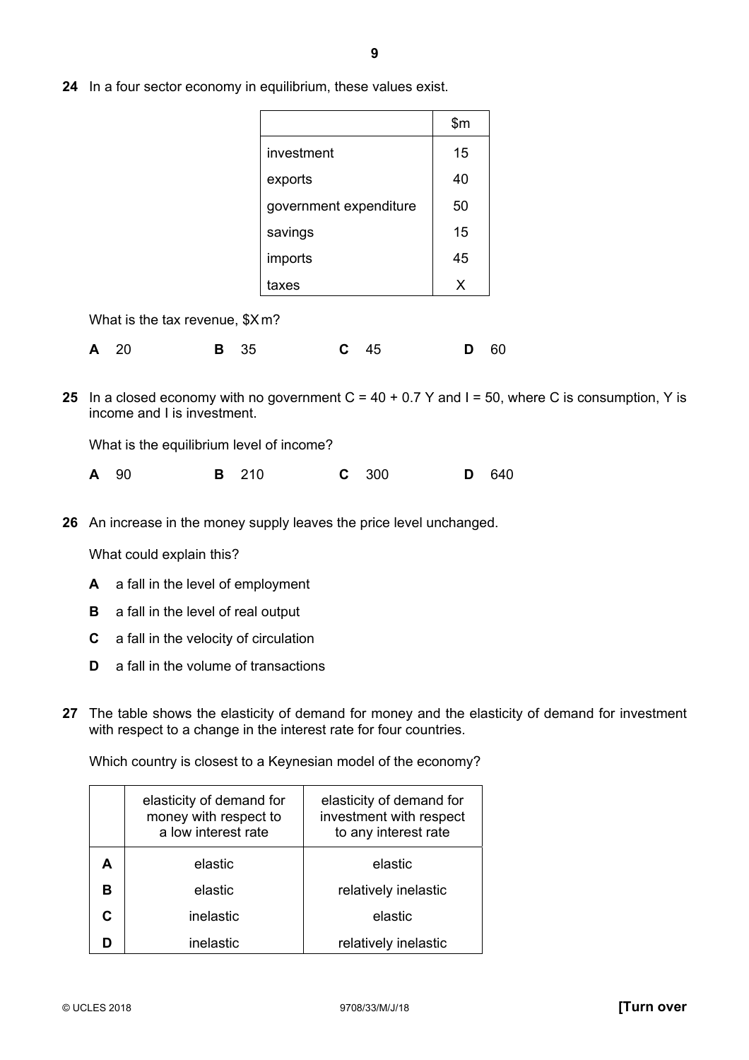**24** In a four sector economy in equilibrium, these values exist.

| | $m |
|---|---|
| investment | 15 |
| exports | 40 |
| government expenditure | 50 |
| savings | 15 |
| imports | 45 |
| taxes | X |

What is the tax revenue, $X m?

**A** 20 **B** 35 **C** 45 **D** 60

**25** In a closed economy with no government $C = 40 + 0.7\,Y$ and $I = 50$, where C is consumption, Y is income and I is investment.

What is the equilibrium level of income?

**A** 90 **B** 210 **C** 300 **D** 640

**26** An increase in the money supply leaves the price level unchanged.

What could explain this?

**A** a fall in the level of employment

**B** a fall in the level of real output

**C** a fall in the velocity of circulation

**D** a fall in the volume of transactions

**27** The table shows the elasticity of demand for money and the elasticity of demand for investment with respect to a change in the interest rate for four countries.

Which country is closest to a Keynesian model of the economy?

| | elasticity of demand for money with respect to a low interest rate | elasticity of demand for investment with respect to any interest rate |
|---|---|---|
| **A** | elastic | elastic |
| **B** | elastic | relatively inelastic |
| **C** | inelastic | elastic |
| **D** | inelastic | relatively inelastic |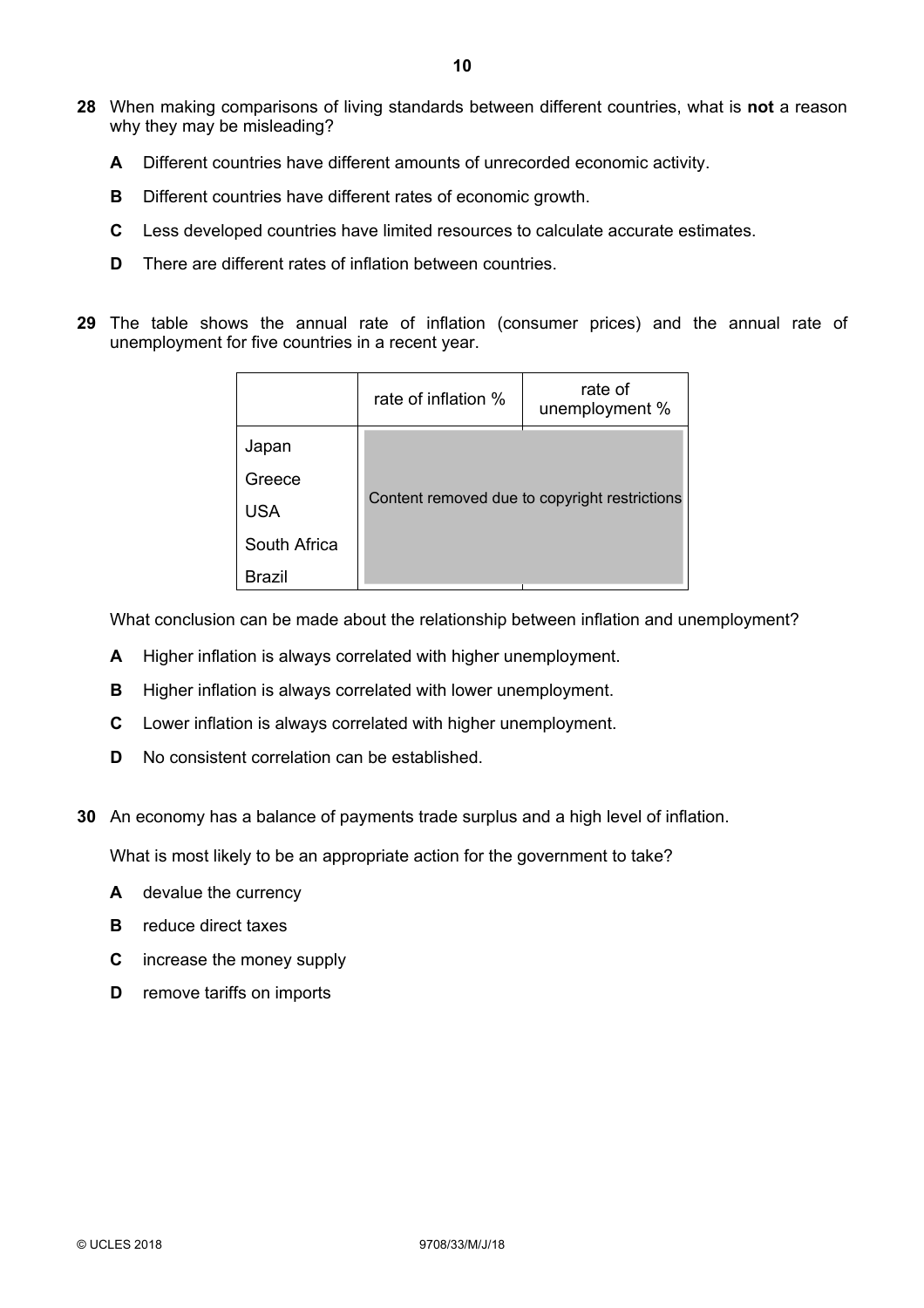**28** When making comparisons of living standards between different countries, what is **not** a reason why they may be misleading?

**A** Different countries have different amounts of unrecorded economic activity.

**B** Different countries have different rates of economic growth.

**C** Less developed countries have limited resources to calculate accurate estimates.

**D** There are different rates of inflation between countries.

**29** The table shows the annual rate of inflation (consumer prices) and the annual rate of unemployment for five countries in a recent year.

| | rate of inflation % | rate of unemployment % |
|---|---|---|
| Japan | Content removed due to copyright restrictions | |
| Greece | | |
| USA | | |
| South Africa | | |
| Brazil | | |

What conclusion can be made about the relationship between inflation and unemployment?

**A** Higher inflation is always correlated with higher unemployment.

**B** Higher inflation is always correlated with lower unemployment.

**C** Lower inflation is always correlated with higher unemployment.

**D** No consistent correlation can be established.

**30** An economy has a balance of payments trade surplus and a high level of inflation.

What is most likely to be an appropriate action for the government to take?

**A** devalue the currency

**B** reduce direct taxes

**C** increase the money supply

**D** remove tariffs on imports

© UCLES 2018 9708/33/M/J/18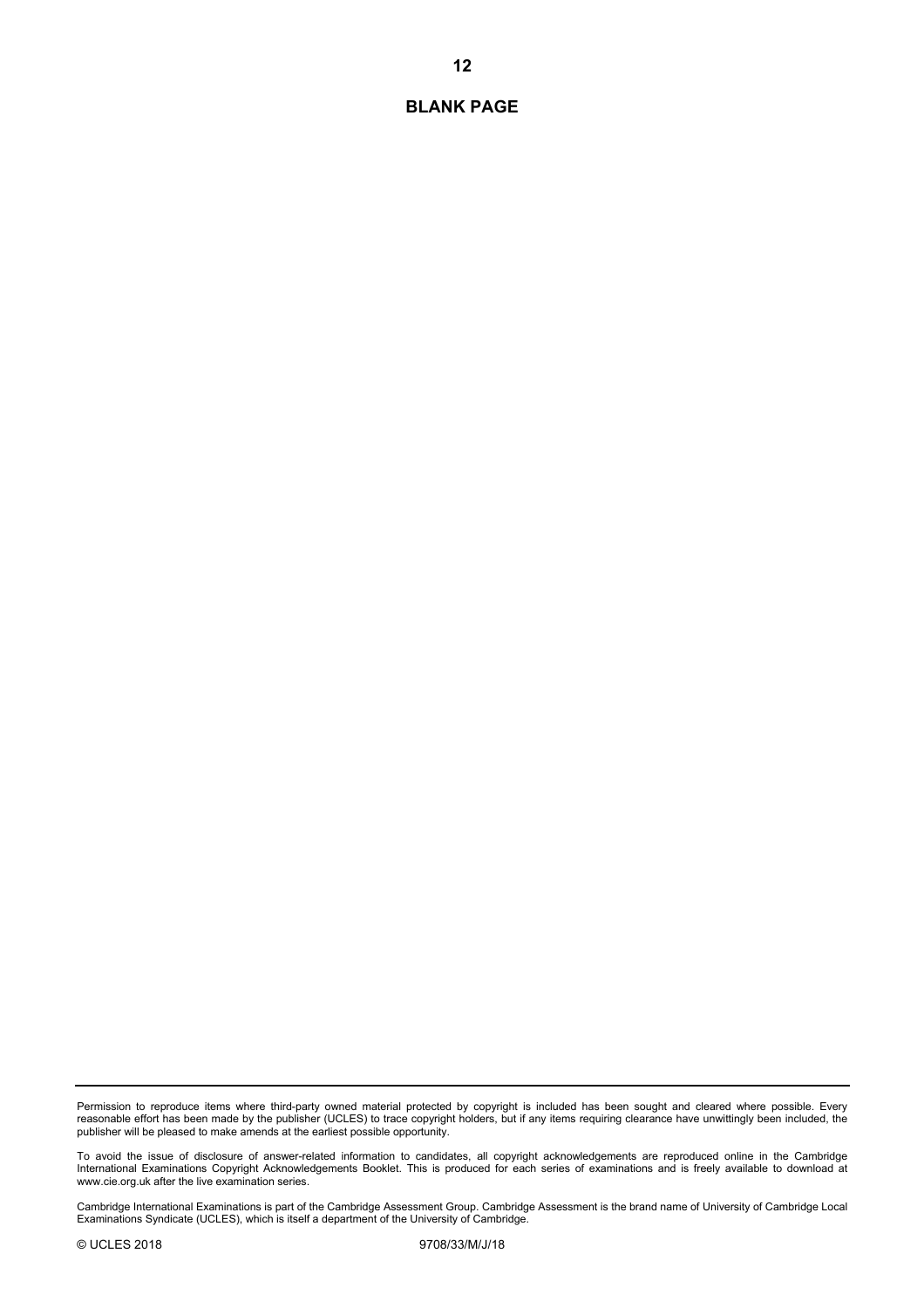**BLANK PAGE**

Permission to reproduce items where third-party owned material protected by copyright is included has been sought and cleared where possible. Every reasonable effort has been made by the publisher (UCLES) to trace copyright holders, but if any items requiring clearance have unwittingly been included, the publisher will be pleased to make amends at the earliest possible opportunity.

To avoid the issue of disclosure of answer-related information to candidates, all copyright acknowledgements are reproduced online in the Cambridge International Examinations Copyright Acknowledgements Booklet. This is produced for each series of examinations and is freely available to download at www.cie.org.uk after the live examination series.

Cambridge International Examinations is part of the Cambridge Assessment Group. Cambridge Assessment is the brand name of University of Cambridge Local Examinations Syndicate (UCLES), which is itself a department of the University of Cambridge.